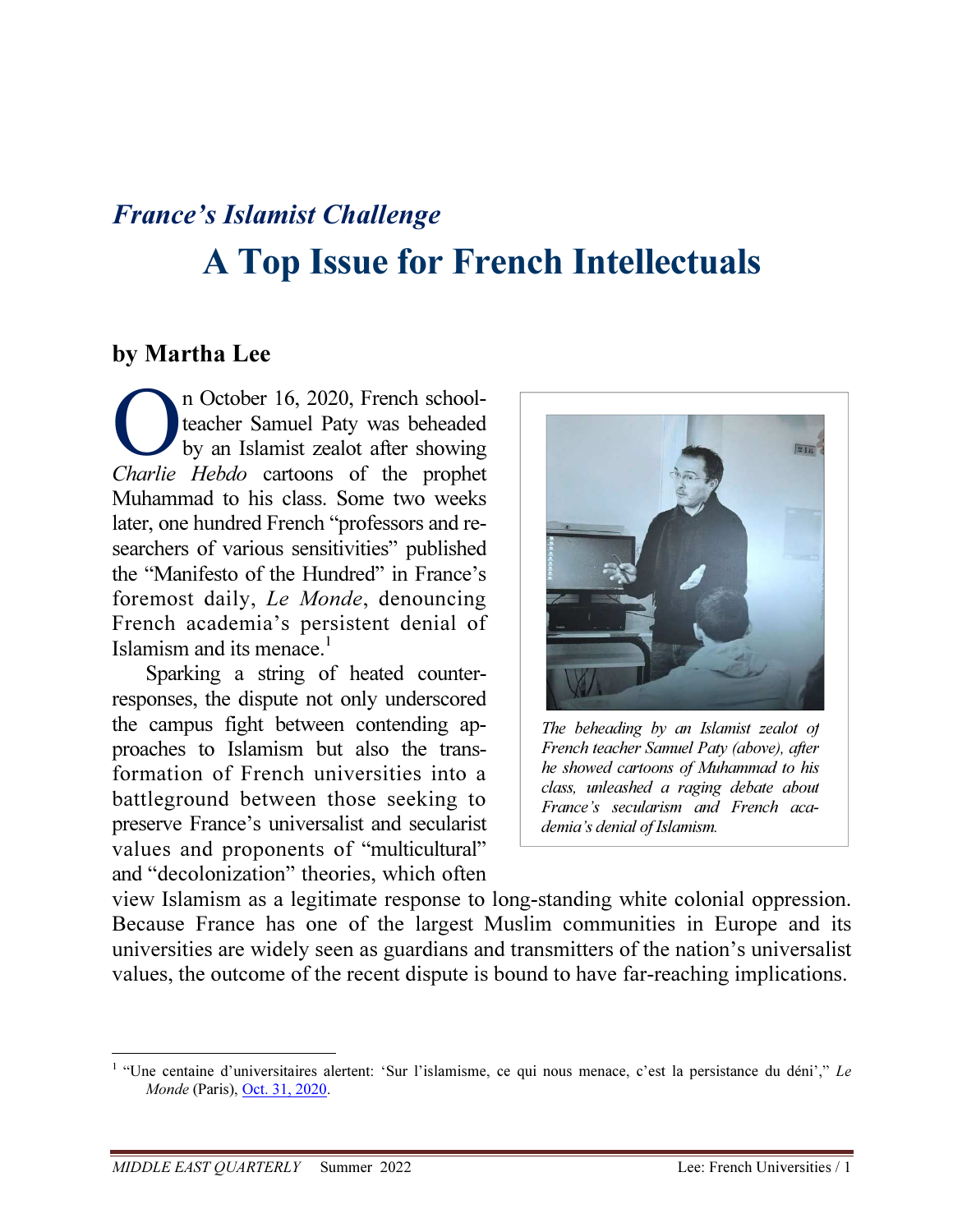## *France's Islamist Challenge*

# A Top Issue for French Intellectuals

**by Martha Lee**

On October 16, 2020, French schoolteacher Samuel Paty was beheaded by an Islamist zealot after showing *Charlie Hebdo* cartoons of the prophet Muhammad to his class. Some two weeks later, one hundred French "professors and researchers of various sensitivities" published the "Manifesto of the Hundred" in France's foremost daily, *Le Monde*, denouncing French academia's persistent denial of Islamism and its menace.[1]

*The beheading by an Islamist zealot of French teacher Samuel Paty (above), after he showed cartoons of Muhammad to his class, unleashed a raging debate about France's secularism and French academia's denial of Islamism.*

Sparking a string of heated counter-responses, the dispute not only underscored the campus fight between contending approaches to Islamism but also the transformation of French universities into a battleground between those seeking to preserve France's universalist and secularist values and proponents of "multicultural" and "decolonization" theories, which often view Islamism as a legitimate response to long-standing white colonial oppression. Because France has one of the largest Muslim communities in Europe and its universities are widely seen as guardians and transmitters of the nation's universalist values, the outcome of the recent dispute is bound to have far-reaching implications.

---

[1] "Une centaine d'universitaires alertent: 'Sur l'islamisme, ce qui nous menace, c'est la persistance du déni'," *Le Monde* (Paris), Oct. 31, 2020.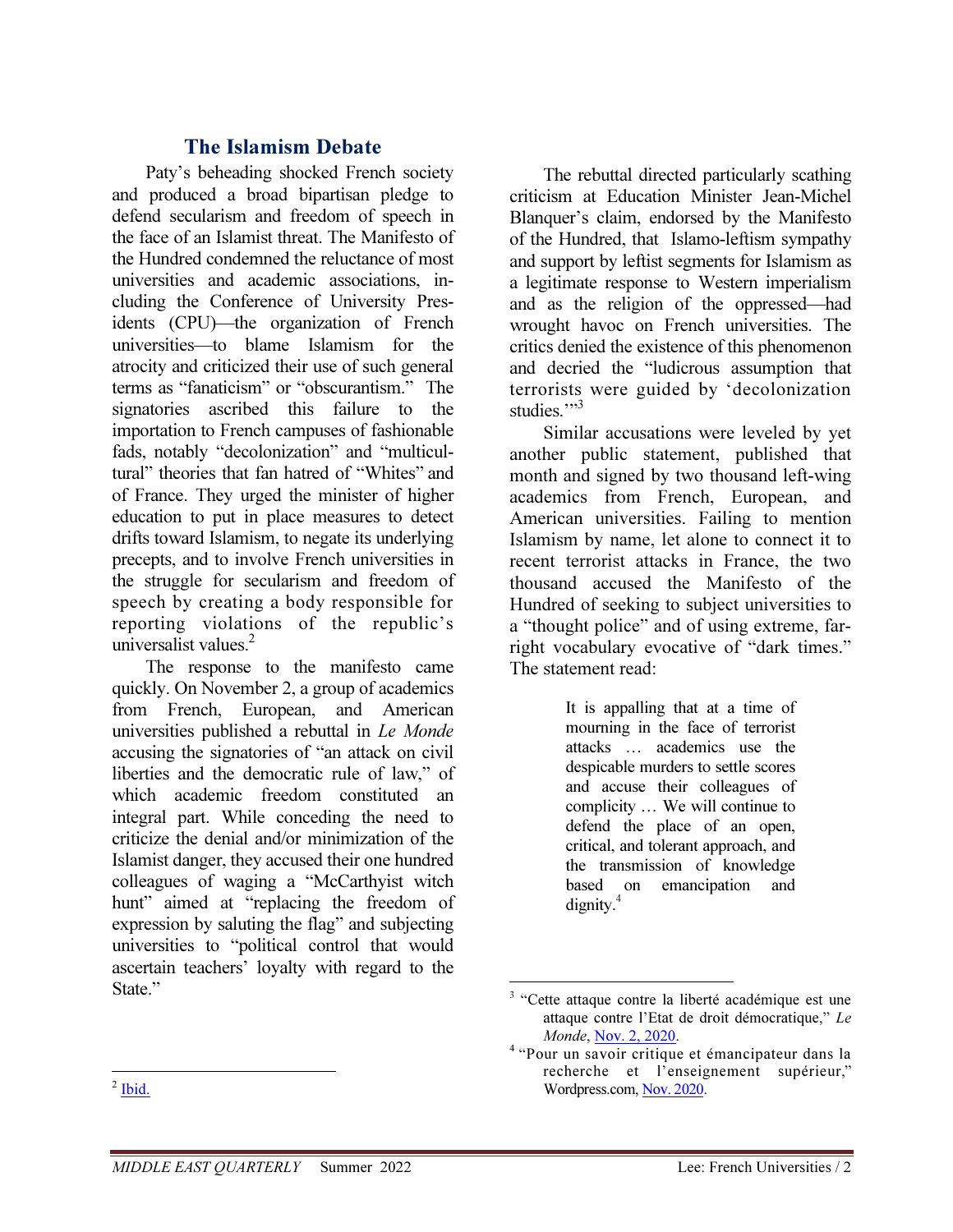## The Islamism Debate

Paty's beheading shocked French society and produced a broad bipartisan pledge to defend secularism and freedom of speech in the face of an Islamist threat. The Manifesto of the Hundred condemned the reluctance of most universities and academic associations, including the Conference of University Presidents (CPU)—the organization of French universities—to blame Islamism for the atrocity and criticized their use of such general terms as "fanaticism" or "obscurantism." The signatories ascribed this failure to the importation to French campuses of fashionable fads, notably "decolonization" and "multicultural" theories that fan hatred of "Whites" and of France. They urged the minister of higher education to put in place measures to detect drifts toward Islamism, to negate its underlying precepts, and to involve French universities in the struggle for secularism and freedom of speech by creating a body responsible for reporting violations of the republic's universalist values.[2]

The response to the manifesto came quickly. On November 2, a group of academics from French, European, and American universities published a rebuttal in *Le Monde* accusing the signatories of "an attack on civil liberties and the democratic rule of law," of which academic freedom constituted an integral part. While conceding the need to criticize the denial and/or minimization of the Islamist danger, they accused their one hundred colleagues of waging a "McCarthyist witch hunt" aimed at "replacing the freedom of expression by saluting the flag" and subjecting universities to "political control that would ascertain teachers' loyalty with regard to the State."

The rebuttal directed particularly scathing criticism at Education Minister Jean-Michel Blanquer's claim, endorsed by the Manifesto of the Hundred, that Islamo-leftism sympathy and support by leftist segments for Islamism as a legitimate response to Western imperialism and as the religion of the oppressed—had wrought havoc on French universities. The critics denied the existence of this phenomenon and decried the "ludicrous assumption that terrorists were guided by 'decolonization studies.'"[3]

Similar accusations were leveled by yet another public statement, published that month and signed by two thousand left-wing academics from French, European, and American universities. Failing to mention Islamism by name, let alone to connect it to recent terrorist attacks in France, the two thousand accused the Manifesto of the Hundred of seeking to subject universities to a "thought police" and of using extreme, far-right vocabulary evocative of "dark times." The statement read:

> It is appalling that at a time of mourning in the face of terrorist attacks … academics use the despicable murders to settle scores and accuse their colleagues of complicity … We will continue to defend the place of an open, critical, and tolerant approach, and the transmission of knowledge based on emancipation and dignity.[4]

---

[2] Ibid.

[3] "Cette attaque contre la liberté académique est une attaque contre l'Etat de droit démocratique," *Le Monde*, Nov. 2, 2020.

[4] "Pour un savoir critique et émancipateur dans la recherche et l'enseignement supérieur," Wordpress.com, Nov. 2020.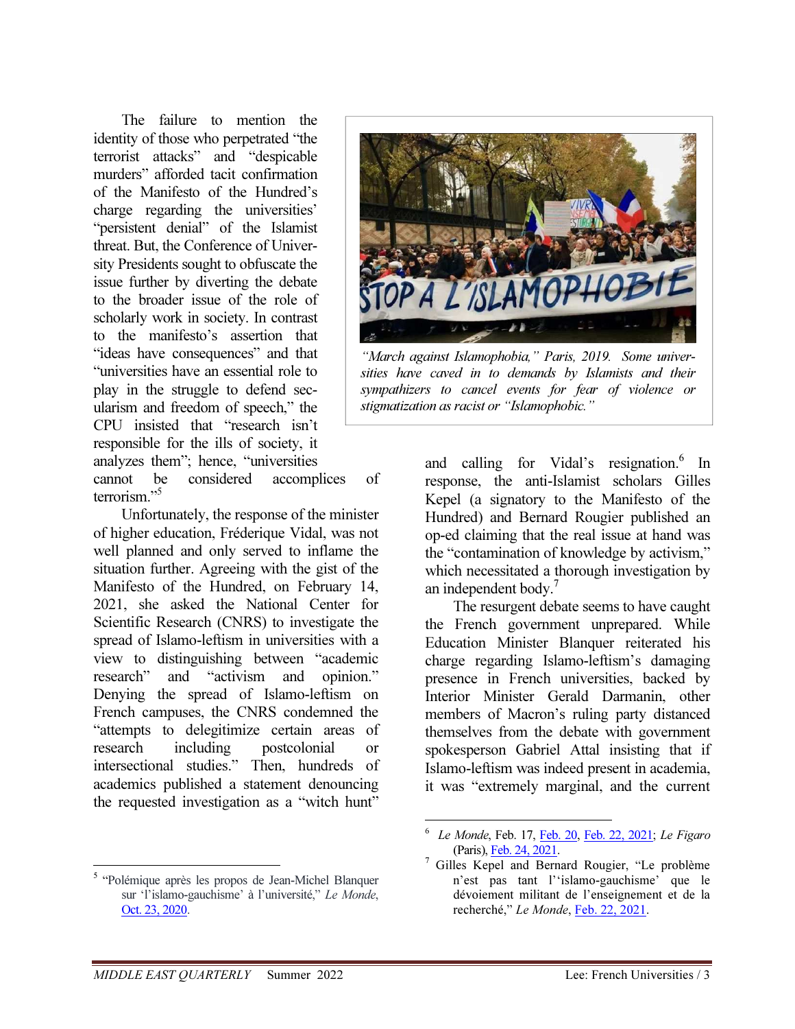The failure to mention the identity of those who perpetrated "the terrorist attacks" and "despicable murders" afforded tacit confirmation of the Manifesto of the Hundred's charge regarding the universities' "persistent denial" of the Islamist threat. But, the Conference of University Presidents sought to obfuscate the issue further by diverting the debate to the broader issue of the role of scholarly work in society. In contrast to the manifesto's assertion that "ideas have consequences" and that "universities have an essential role to play in the struggle to defend secularism and freedom of speech," the CPU insisted that "research isn't responsible for the ills of society, it analyzes them"; hence, "universities cannot be considered accomplices of terrorism."[5]

Unfortunately, the response of the minister of higher education, Fréderique Vidal, was not well planned and only served to inflame the situation further. Agreeing with the gist of the Manifesto of the Hundred, on February 14, 2021, she asked the National Center for Scientific Research (CNRS) to investigate the spread of Islamo-leftism in universities with a view to distinguishing between "academic research" and "activism and opinion." Denying the spread of Islamo-leftism on French campuses, the CNRS condemned the "attempts to delegitimize certain areas of research including postcolonial or intersectional studies." Then, hundreds of academics published a statement denouncing the requested investigation as a "witch hunt" and calling for Vidal's resignation.[6] In response, the anti-Islamist scholars Gilles Kepel (a signatory to the Manifesto of the Hundred) and Bernard Rougier published an op-ed claiming that the real issue at hand was the "contamination of knowledge by activism," which necessitated a thorough investigation by an independent body.[7]

*"March against Islamophobia," Paris, 2019. Some universities have caved in to demands by Islamists and their sympathizers to cancel events for fear of violence or stigmatization as racist or "Islamophobic."*

The resurgent debate seems to have caught the French government unprepared. While Education Minister Blanquer reiterated his charge regarding Islamo-leftism's damaging presence in French universities, backed by Interior Minister Gerald Darmanin, other members of Macron's ruling party distanced themselves from the debate with government spokesperson Gabriel Attal insisting that if Islamo-leftism was indeed present in academia, it was "extremely marginal, and the current

---

[5] "Polémique après les propos de Jean-Michel Blanquer sur 'l'islamo-gauchisme' à l'université," *Le Monde*, Oct. 23, 2020.

[6] *Le Monde*, Feb. 17, Feb. 20, Feb. 22, 2021; *Le Figaro* (Paris), Feb. 24, 2021.

[7] Gilles Kepel and Bernard Rougier, "Le problème n'est pas tant l''islamo-gauchisme' que le dévoiement militant de l'enseignement et de la recherché," *Le Monde*, Feb. 22, 2021.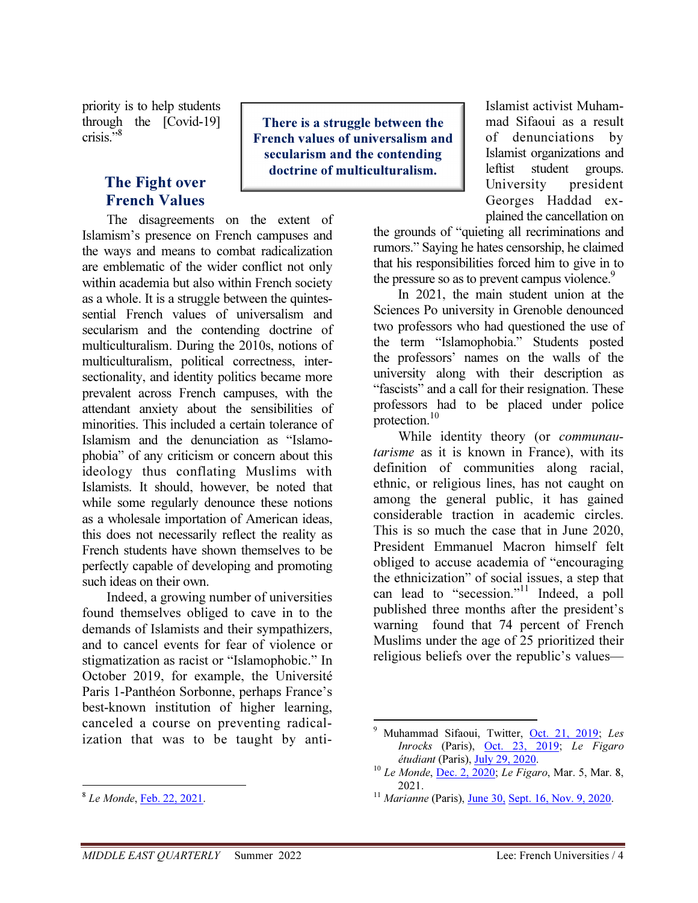priority is to help students through the [Covid-19] crisis."[8]

## The Fight over French Values

The disagreements on the extent of Islamism's presence on French campuses and the ways and means to combat radicalization are emblematic of the wider conflict not only within academia but also within French society as a whole. It is a struggle between the quintessential French values of universalism and secularism and the contending doctrine of multiculturalism. During the 2010s, notions of multiculturalism, political correctness, intersectionality, and identity politics became more prevalent across French campuses, with the attendant anxiety about the sensibilities of minorities. This included a certain tolerance of Islamism and the denunciation as "Islamophobia" of any criticism or concern about this ideology thus conflating Muslims with Islamists. It should, however, be noted that while some regularly denounce these notions as a wholesale importation of American ideas, this does not necessarily reflect the reality as French students have shown themselves to be perfectly capable of developing and promoting such ideas on their own.

**There is a struggle between the French values of universalism and secularism and the contending doctrine of multiculturalism.**

Indeed, a growing number of universities found themselves obliged to cave in to the demands of Islamists and their sympathizers, and to cancel events for fear of violence or stigmatization as racist or "Islamophobic." In October 2019, for example, the Université Paris 1-Panthéon Sorbonne, perhaps France's best-known institution of higher learning, canceled a course on preventing radicalization that was to be taught by anti-Islamist activist Muhammad Sifaoui as a result of denunciations by Islamist organizations and leftist student groups. University president Georges Haddad explained the cancellation on the grounds of "quieting all recriminations and rumors." Saying he hates censorship, he claimed that his responsibilities forced him to give in to the pressure so as to prevent campus violence.[9]

In 2021, the main student union at the Sciences Po university in Grenoble denounced two professors who had questioned the use of the term "Islamophobia." Students posted the professors' names on the walls of the university along with their description as "fascists" and a call for their resignation. These professors had to be placed under police protection.[10]

While identity theory (or *communautarisme* as it is known in France), with its definition of communities along racial, ethnic, or religious lines, has not caught on among the general public, it has gained considerable traction in academic circles. This is so much the case that in June 2020, President Emmanuel Macron himself felt obliged to accuse academia of "encouraging the ethnicization" of social issues, a step that can lead to "secession."[11] Indeed, a poll published three months after the president's warning found that 74 percent of French Muslims under the age of 25 prioritized their religious beliefs over the republic's values—

---

[8] *Le Monde*, Feb. 22, 2021.

[9] Muhammad Sifaoui, Twitter, Oct. 21, 2019; *Les Inrocks* (Paris), Oct. 23, 2019; *Le Figaro étudiant* (Paris), July 29, 2020.

[10] *Le Monde*, Dec. 2, 2020; *Le Figaro*, Mar. 5, Mar. 8, 2021.

[11] *Marianne* (Paris), June 30, Sept. 16, Nov. 9, 2020.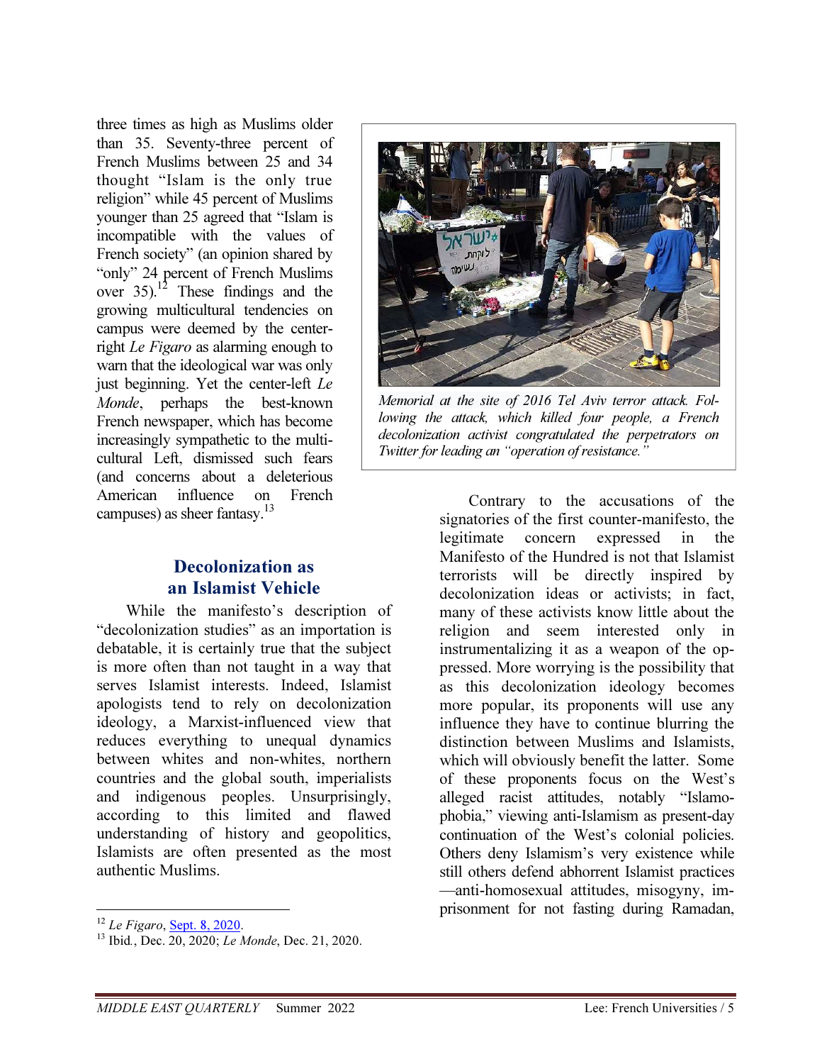three times as high as Muslims older than 35. Seventy-three percent of French Muslims between 25 and 34 thought "Islam is the only true religion" while 45 percent of Muslims younger than 25 agreed that "Islam is incompatible with the values of French society" (an opinion shared by "only" 24 percent of French Muslims over 35).[12] These findings and the growing multicultural tendencies on campus were deemed by the center-right *Le Figaro* as alarming enough to warn that the ideological war was only just beginning. Yet the center-left *Le Monde*, perhaps the best-known French newspaper, which has become increasingly sympathetic to the multicultural Left, dismissed such fears (and concerns about a deleterious American influence on French campuses) as sheer fantasy.[13]

*Memorial at the site of 2016 Tel Aviv terror attack. Following the attack, which killed four people, a French decolonization activist congratulated the perpetrators on Twitter for leading an "operation of resistance."*

## Decolonization as an Islamist Vehicle

While the manifesto's description of "decolonization studies" as an importation is debatable, it is certainly true that the subject is more often than not taught in a way that serves Islamist interests. Indeed, Islamist apologists tend to rely on decolonization ideology, a Marxist-influenced view that reduces everything to unequal dynamics between whites and non-whites, northern countries and the global south, imperialists and indigenous peoples. Unsurprisingly, according to this limited and flawed understanding of history and geopolitics, Islamists are often presented as the most authentic Muslims.

Contrary to the accusations of the signatories of the first counter-manifesto, the legitimate concern expressed in the Manifesto of the Hundred is not that Islamist terrorists will be directly inspired by decolonization ideas or activists; in fact, many of these activists know little about the religion and seem interested only in instrumentalizing it as a weapon of the oppressed. More worrying is the possibility that as this decolonization ideology becomes more popular, its proponents will use any influence they have to continue blurring the distinction between Muslims and Islamists, which will obviously benefit the latter. Some of these proponents focus on the West's alleged racist attitudes, notably "Islamophobia," viewing anti-Islamism as present-day continuation of the West's colonial policies. Others deny Islamism's very existence while still others defend abhorrent Islamist practices—anti-homosexual attitudes, misogyny, imprisonment for not fasting during Ramadan,

---

[12] *Le Figaro*, Sept. 8, 2020.

[13] Ibid., Dec. 20, 2020; *Le Monde*, Dec. 21, 2020.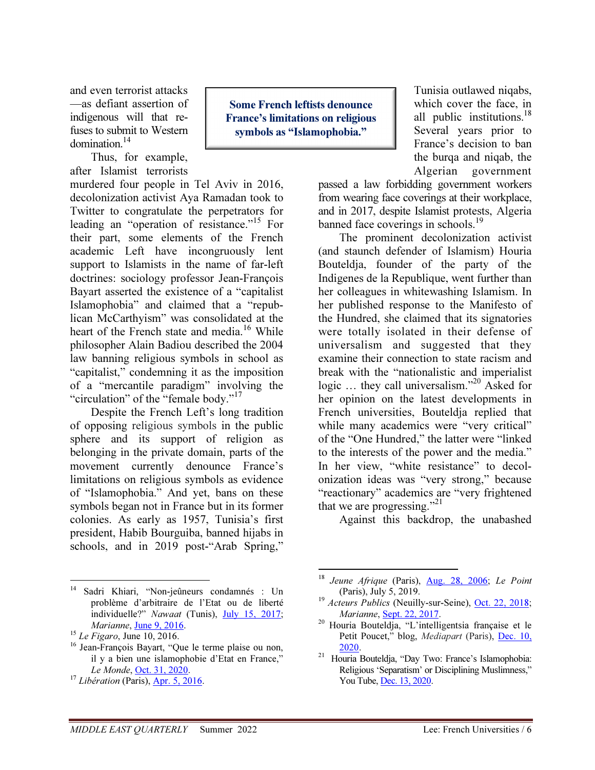and even terrorist attacks—as defiant assertion of indigenous will that refuses to submit to Western domination.[14]

Thus, for example, after Islamist terrorists murdered four people in Tel Aviv in 2016, decolonization activist Aya Ramadan took to Twitter to congratulate the perpetrators for leading an "operation of resistance."[15] For their part, some elements of the French academic Left have incongruously lent support to Islamists in the name of far-left doctrines: sociology professor Jean-François Bayart asserted the existence of a "capitalist Islamophobia" and claimed that a "republican McCarthyism" was consolidated at the heart of the French state and media.[16] While philosopher Alain Badiou described the 2004 law banning religious symbols in school as "capitalist," condemning it as the imposition of a "mercantile paradigm" involving the "circulation" of the "female body."[17]

**Some French leftists denounce France's limitations on religious symbols as "Islamophobia."**

Despite the French Left's long tradition of opposing religious symbols in the public sphere and its support of religion as belonging in the private domain, parts of the movement currently denounce France's limitations on religious symbols as evidence of "Islamophobia." And yet, bans on these symbols began not in France but in its former colonies. As early as 1957, Tunisia's first president, Habib Bourguiba, banned hijabs in schools, and in 2019 post-"Arab Spring," Tunisia outlawed niqabs, which cover the face, in all public institutions.[18] Several years prior to France's decision to ban the burqa and niqab, the Algerian government passed a law forbidding government workers from wearing face coverings at their workplace, and in 2017, despite Islamist protests, Algeria banned face coverings in schools.[19]

The prominent decolonization activist (and staunch defender of Islamism) Houria Bouteldja, founder of the party of the Indigenes de la Republique, went further than her colleagues in whitewashing Islamism. In her published response to the Manifesto of the Hundred, she claimed that its signatories were totally isolated in their defense of universalism and suggested that they examine their connection to state racism and break with the "nationalistic and imperialist logic … they call universalism."[20] Asked for her opinion on the latest developments in French universities, Bouteldja replied that while many academics were "very critical" of the "One Hundred," the latter were "linked to the interests of the power and the media." In her view, "white resistance" to decolonization ideas was "very strong," because "reactionary" academics are "very frightened that we are progressing."[21]

Against this backdrop, the unabashed

---

[14] Sadri Khiari, "Non-jeûneurs condamnés : Un problème d'arbitraire de l'Etat ou de liberté individuelle?" *Nawaat* (Tunis), July 15, 2017; *Marianne*, June 9, 2016.

[15] *Le Figaro*, June 10, 2016.

[16] Jean-François Bayart, "Que le terme plaise ou non, il y a bien une islamophobie d'Etat en France," *Le Monde*, Oct. 31, 2020.

[17] *Libération* (Paris), Apr. 5, 2016.

[18] *Jeune Afrique* (Paris), Aug. 28, 2006; *Le Point* (Paris), July 5, 2019.

[19] *Acteurs Publics* (Neuilly-sur-Seine), Oct. 22, 2018; *Marianne*, Sept. 22, 2017.

[20] Houria Bouteldja, "L'intelligentsia française et le Petit Poucet," blog, *Mediapart* (Paris), Dec. 10, 2020.

[21] Houria Bouteldja, "Day Two: France's Islamophobia: Religious 'Separatism' or Disciplining Muslimness," You Tube, Dec. 13, 2020.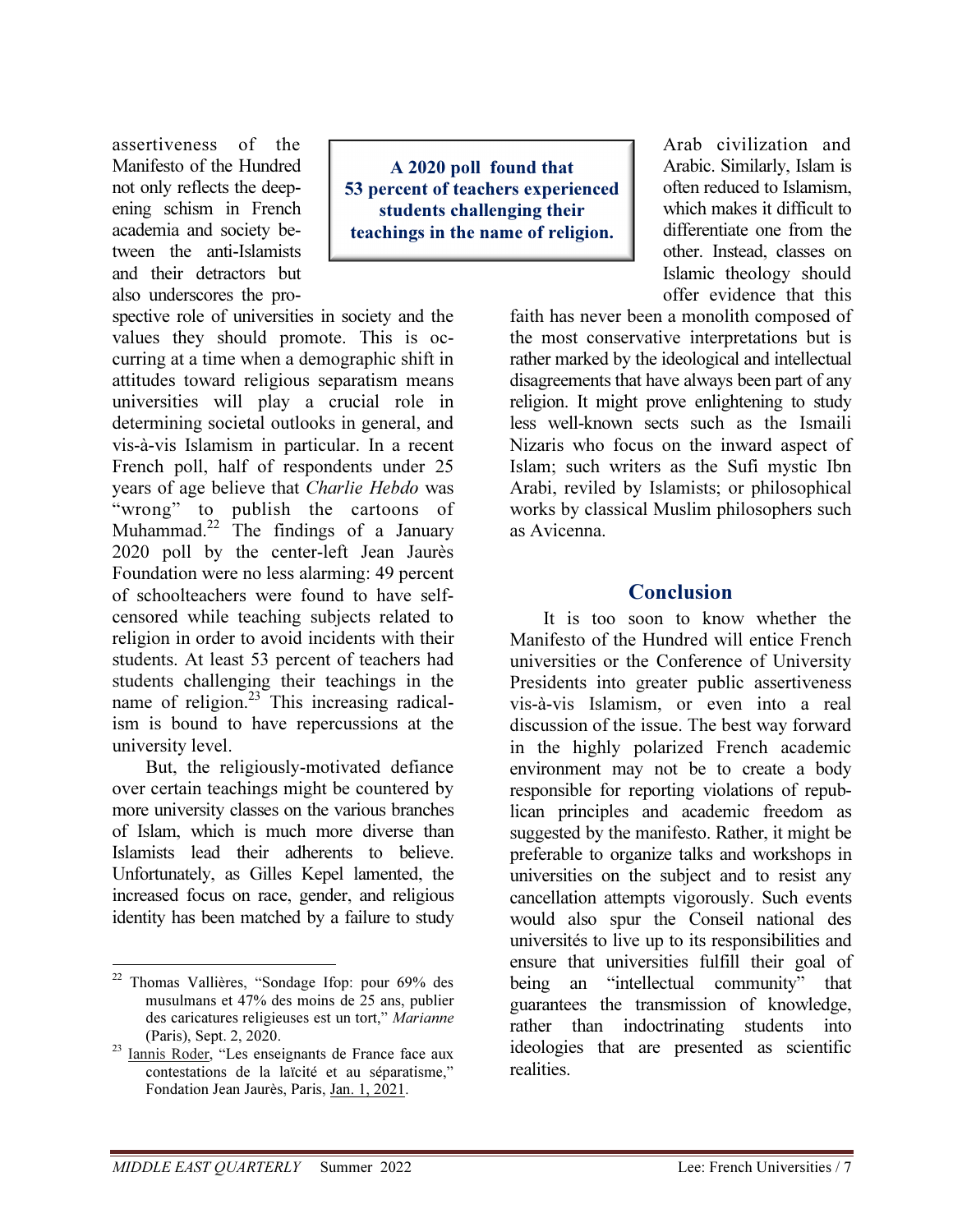assertiveness of the Manifesto of the Hundred not only reflects the deepening schism in French academia and society between the anti-Islamists and their detractors but also underscores the prospective role of universities in society and the values they should promote. This is occurring at a time when a demographic shift in attitudes toward religious separatism means universities will play a crucial role in determining societal outlooks in general, and vis-à-vis Islamism in particular. In a recent French poll, half of respondents under 25 years of age believe that *Charlie Hebdo* was "wrong" to publish the cartoons of Muhammad.[22] The findings of a January 2020 poll by the center-left Jean Jaurès Foundation were no less alarming: 49 percent of schoolteachers were found to have self-censored while teaching subjects related to religion in order to avoid incidents with their students. At least 53 percent of teachers had students challenging their teachings in the name of religion.[23] This increasing radicalism is bound to have repercussions at the university level.

**A 2020 poll found that 53 percent of teachers experienced students challenging their teachings in the name of religion.**

But, the religiously-motivated defiance over certain teachings might be countered by more university classes on the various branches of Islam, which is much more diverse than Islamists lead their adherents to believe. Unfortunately, as Gilles Kepel lamented, the increased focus on race, gender, and religious identity has been matched by a failure to study Arab civilization and Arabic. Similarly, Islam is often reduced to Islamism, which makes it difficult to differentiate one from the other. Instead, classes on Islamic theology should offer evidence that this faith has never been a monolith composed of the most conservative interpretations but is rather marked by the ideological and intellectual disagreements that have always been part of any religion. It might prove enlightening to study less well-known sects such as the Ismaili Nizaris who focus on the inward aspect of Islam; such writers as the Sufi mystic Ibn Arabi, reviled by Islamists; or philosophical works by classical Muslim philosophers such as Avicenna.

## Conclusion

It is too soon to know whether the Manifesto of the Hundred will entice French universities or the Conference of University Presidents into greater public assertiveness vis-à-vis Islamism, or even into a real discussion of the issue. The best way forward in the highly polarized French academic environment may not be to create a body responsible for reporting violations of republican principles and academic freedom as suggested by the manifesto. Rather, it might be preferable to organize talks and workshops in universities on the subject and to resist any cancellation attempts vigorously. Such events would also spur the Conseil national des universités to live up to its responsibilities and ensure that universities fulfill their goal of being an "intellectual community" that guarantees the transmission of knowledge, rather than indoctrinating students into ideologies that are presented as scientific realities.

---

[22] Thomas Vallières, "Sondage Ifop: pour 69% des musulmans et 47% des moins de 25 ans, publier des caricatures religieuses est un tort," *Marianne* (Paris), Sept. 2, 2020.

[23] Iannis Roder, "Les enseignants de France face aux contestations de la laïcité et au séparatisme," Fondation Jean Jaurès, Paris, Jan. 1, 2021.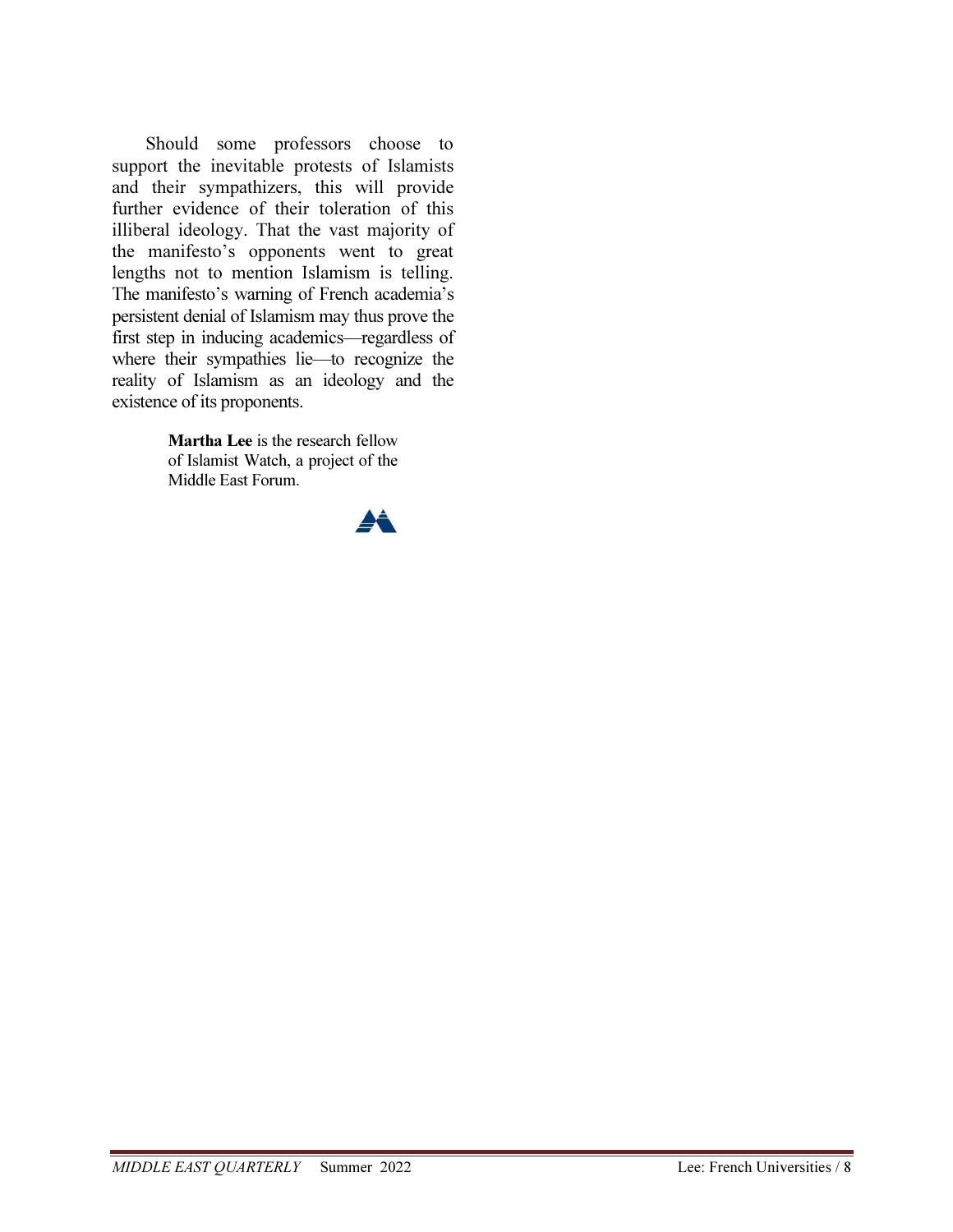Should some professors choose to support the inevitable protests of Islamists and their sympathizers, this will provide further evidence of their toleration of this illiberal ideology. That the vast majority of the manifesto's opponents went to great lengths not to mention Islamism is telling. The manifesto's warning of French academia's persistent denial of Islamism may thus prove the first step in inducing academics—regardless of where their sympathies lie—to recognize the reality of Islamism as an ideology and the existence of its proponents.

**Martha Lee** is the research fellow of Islamist Watch, a project of the Middle East Forum.